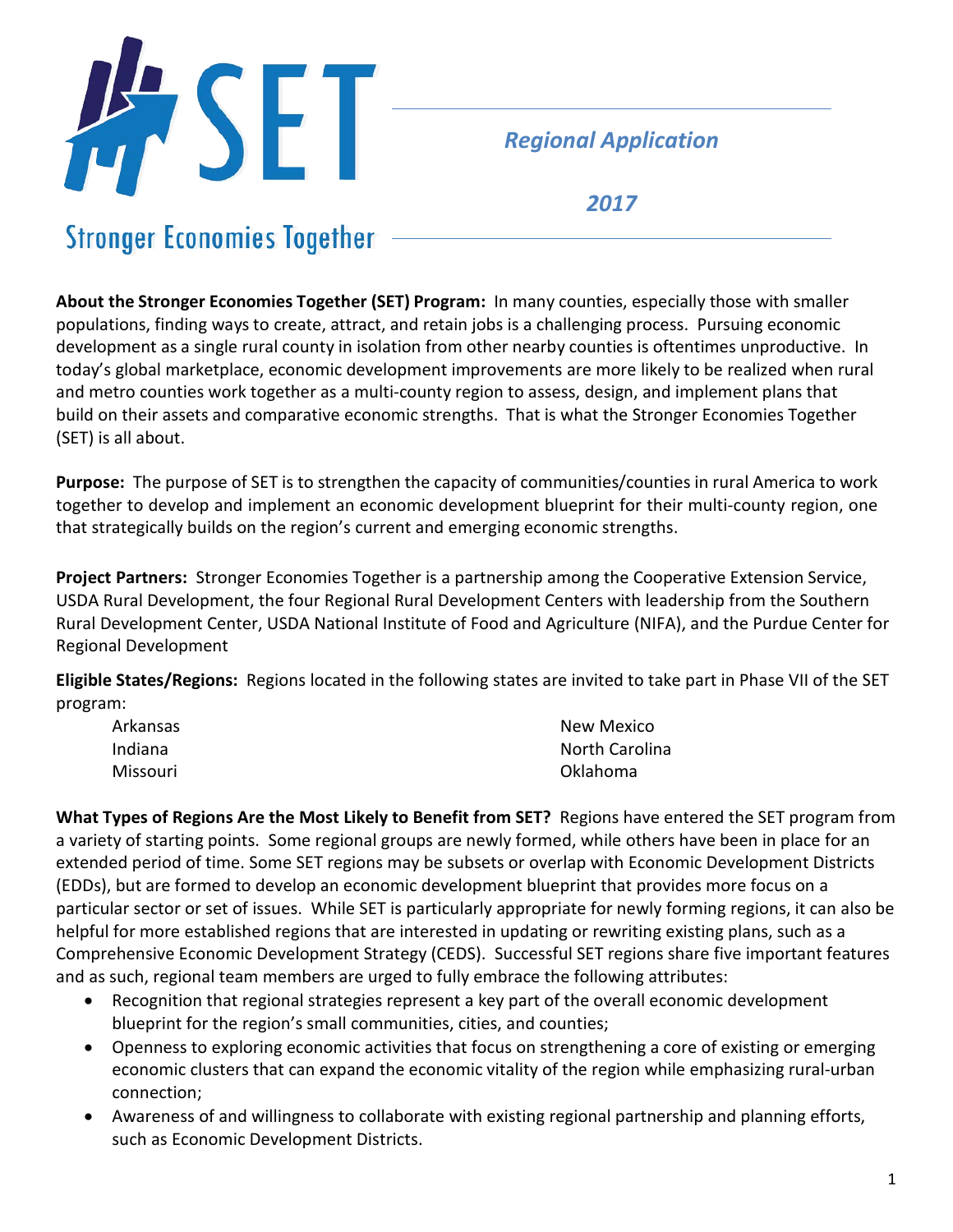# SET

## Stronger Economies Together

*Regional Application*

*2017*

**About the Stronger Economies Together (SET) Program:** In many counties, especially those with smaller populations, finding ways to create, attract, and retain jobs is a challenging process. Pursuing economic development as a single rural county in isolation from other nearby counties is oftentimes unproductive. In today's global marketplace, economic development improvements are more likely to be realized when rural and metro counties work together as a multi-county region to assess, design, and implement plans that build on their assets and comparative economic strengths. That is what the Stronger Economies Together (SET) is all about.

**Purpose:** The purpose of SET is to strengthen the capacity of communities/counties in rural America to work together to develop and implement an economic development blueprint for their multi-county region, one that strategically builds on the region's current and emerging economic strengths.

**Project Partners:** Stronger Economies Together is a partnership among the Cooperative Extension Service, USDA Rural Development, the four Regional Rural Development Centers with leadership from the Southern Rural Development Center, USDA National Institute of Food and Agriculture (NIFA), and the Purdue Center for Regional Development

**Eligible States/Regions:** Regions located in the following states are invited to take part in Phase VII of the SET program:

- Arkansas
- Indiana
- Missouri
- New Mexico
- North Carolina
- Oklahoma

**What Types of Regions Are the Most Likely to Benefit from SET?** Regions have entered the SET program from a variety of starting points. Some regional groups are newly formed, while others have been in place for an extended period of time. Some SET regions may be subsets or overlap with Economic Development Districts (EDDs), but are formed to develop an economic development blueprint that provides more focus on a particular sector or set of issues. While SET is particularly appropriate for newly forming regions, it can also be helpful for more established regions that are interested in updating or rewriting existing plans, such as a Comprehensive Economic Development Strategy (CEDS). Successful SET regions share five important features and as such, regional team members are urged to fully embrace the following attributes:

- Recognition that regional strategies represent a key part of the overall economic development blueprint for the region's small communities, cities, and counties;
- Openness to exploring economic activities that focus on strengthening a core of existing or emerging economic clusters that can expand the economic vitality of the region while emphasizing rural-urban connection;
- Awareness of and willingness to collaborate with existing regional partnership and planning efforts, such as Economic Development Districts.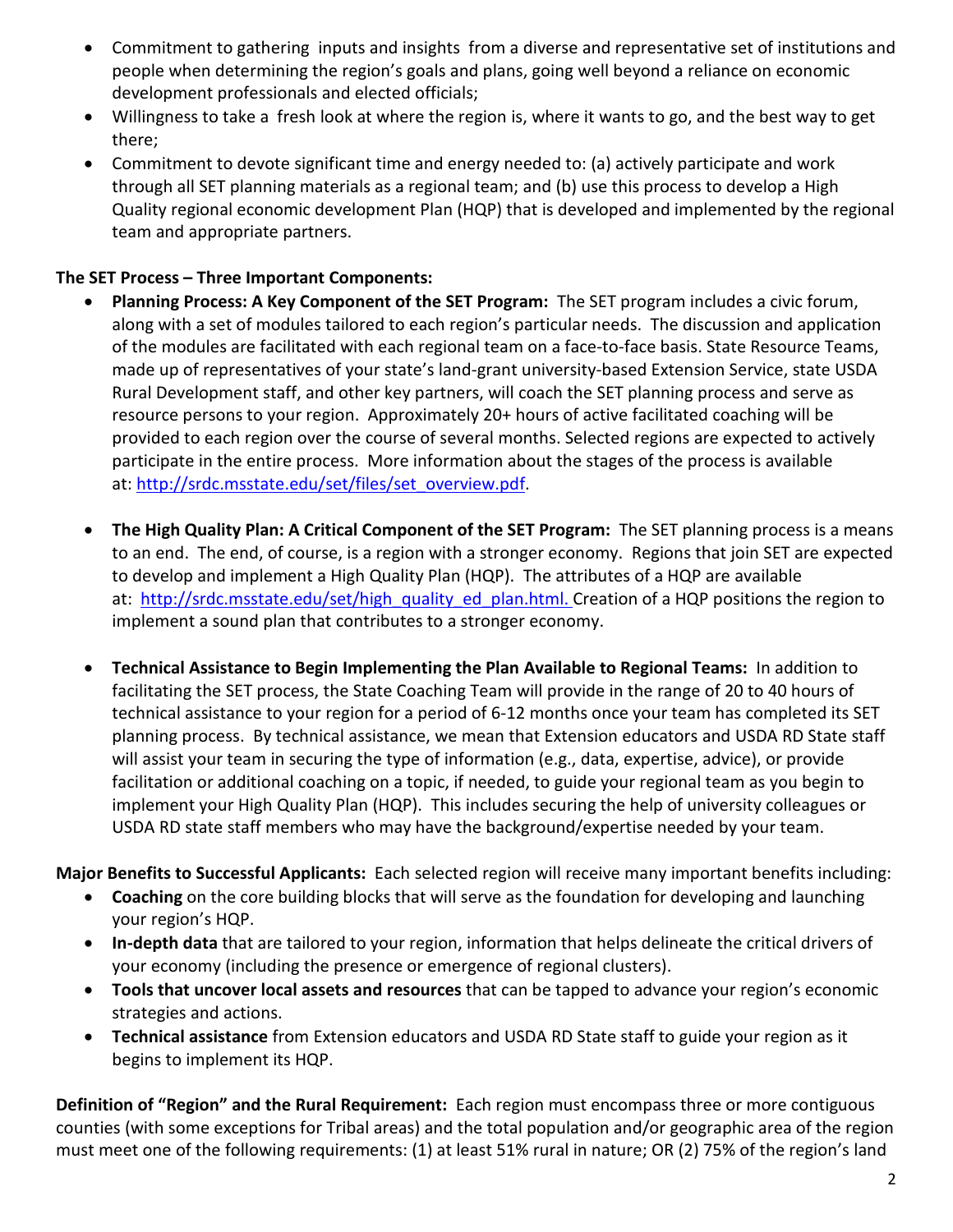- Commitment to gathering inputs and insights from a diverse and representative set of institutions and people when determining the region's goals and plans, going well beyond a reliance on economic development professionals and elected officials;
- Willingness to take a fresh look at where the region is, where it wants to go, and the best way to get there;
- Commitment to devote significant time and energy needed to: (a) actively participate and work through all SET planning materials as a regional team; and (b) use this process to develop a High Quality regional economic development Plan (HQP) that is developed and implemented by the regional team and appropriate partners.

**The SET Process – Three Important Components:**

- **Planning Process: A Key Component of the SET Program:** The SET program includes a civic forum, along with a set of modules tailored to each region's particular needs. The discussion and application of the modules are facilitated with each regional team on a face-to-face basis. State Resource Teams, made up of representatives of your state's land-grant university-based Extension Service, state USDA Rural Development staff, and other key partners, will coach the SET planning process and serve as resource persons to your region. Approximately 20+ hours of active facilitated coaching will be provided to each region over the course of several months. Selected regions are expected to actively participate in the entire process. More information about the stages of the process is available at: [http://srdc.msstate.edu/set/files/set_overview.pdf](http://srdc.msstate.edu/set/files/set_overview.pdf).

- **The High Quality Plan: A Critical Component of the SET Program:** The SET planning process is a means to an end. The end, of course, is a region with a stronger economy. Regions that join SET are expected to develop and implement a High Quality Plan (HQP). The attributes of a HQP are available at: [http://srdc.msstate.edu/set/high_quality_ed_plan.html.](http://srdc.msstate.edu/set/high_quality_ed_plan.html) Creation of a HQP positions the region to implement a sound plan that contributes to a stronger economy.

- **Technical Assistance to Begin Implementing the Plan Available to Regional Teams:** In addition to facilitating the SET process, the State Coaching Team will provide in the range of 20 to 40 hours of technical assistance to your region for a period of 6-12 months once your team has completed its SET planning process. By technical assistance, we mean that Extension educators and USDA RD State staff will assist your team in securing the type of information (e.g., data, expertise, advice), or provide facilitation or additional coaching on a topic, if needed, to guide your regional team as you begin to implement your High Quality Plan (HQP). This includes securing the help of university colleagues or USDA RD state staff members who may have the background/expertise needed by your team.

**Major Benefits to Successful Applicants:** Each selected region will receive many important benefits including:

- **Coaching** on the core building blocks that will serve as the foundation for developing and launching your region's HQP.
- **In-depth data** that are tailored to your region, information that helps delineate the critical drivers of your economy (including the presence or emergence of regional clusters).
- **Tools that uncover local assets and resources** that can be tapped to advance your region's economic strategies and actions.
- **Technical assistance** from Extension educators and USDA RD State staff to guide your region as it begins to implement its HQP.

**Definition of "Region" and the Rural Requirement:** Each region must encompass three or more contiguous counties (with some exceptions for Tribal areas) and the total population and/or geographic area of the region must meet one of the following requirements: (1) at least 51% rural in nature; OR (2) 75% of the region's land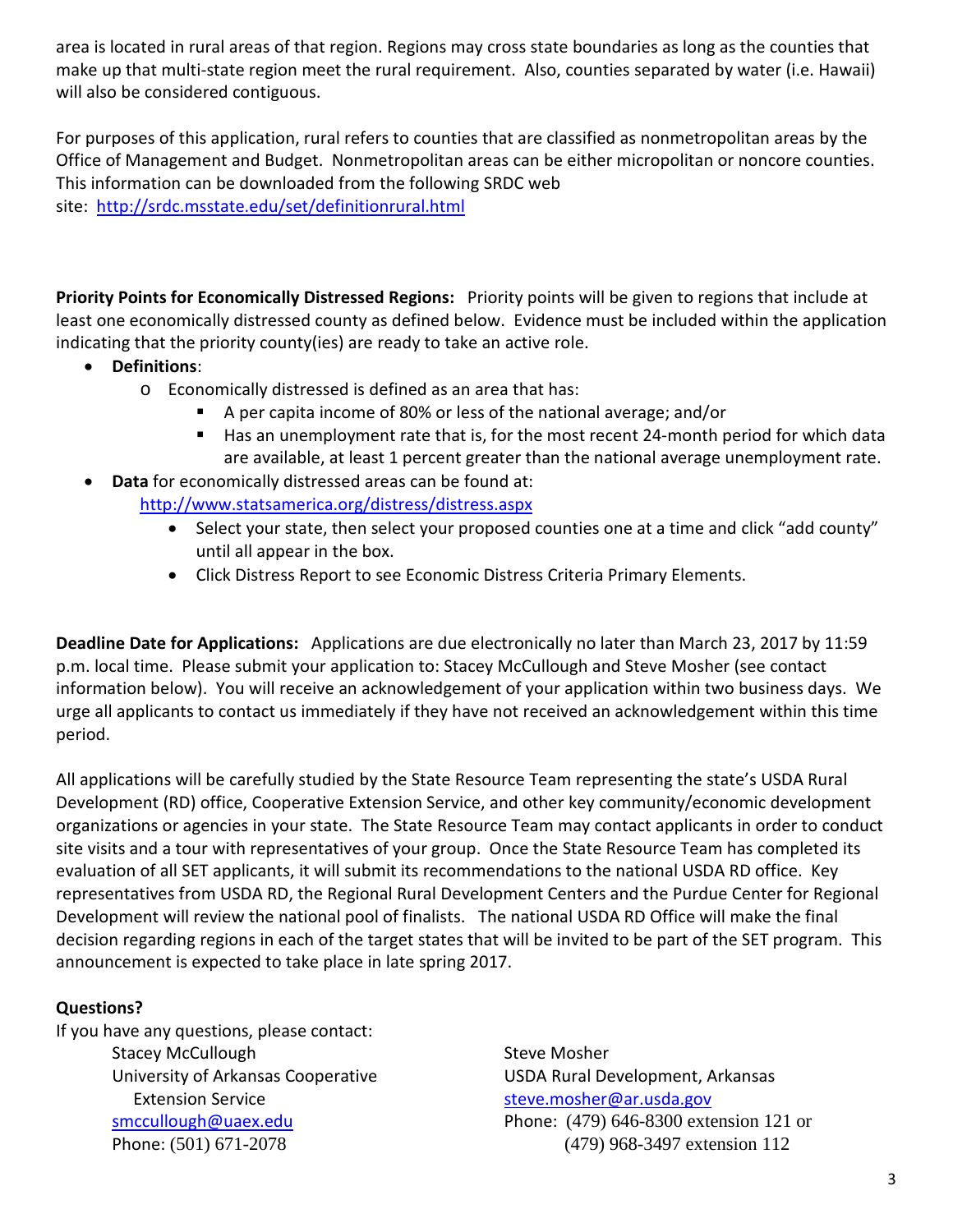area is located in rural areas of that region. Regions may cross state boundaries as long as the counties that make up that multi-state region meet the rural requirement. Also, counties separated by water (i.e. Hawaii) will also be considered contiguous.

For purposes of this application, rural refers to counties that are classified as nonmetropolitan areas by the Office of Management and Budget. Nonmetropolitan areas can be either micropolitan or noncore counties. This information can be downloaded from the following SRDC web site: http://srdc.msstate.edu/set/definitionrural.html

**Priority Points for Economically Distressed Regions:** Priority points will be given to regions that include at least one economically distressed county as defined below. Evidence must be included within the application indicating that the priority county(ies) are ready to take an active role.

- **Definitions**:
  - Economically distressed is defined as an area that has:
    - A per capita income of 80% or less of the national average; and/or
    - Has an unemployment rate that is, for the most recent 24-month period for which data are available, at least 1 percent greater than the national average unemployment rate.
- **Data** for economically distressed areas can be found at: http://www.statsamerica.org/distress/distress.aspx
  - Select your state, then select your proposed counties one at a time and click "add county" until all appear in the box.
  - Click Distress Report to see Economic Distress Criteria Primary Elements.

**Deadline Date for Applications:** Applications are due electronically no later than March 23, 2017 by 11:59 p.m. local time. Please submit your application to: Stacey McCullough and Steve Mosher (see contact information below). You will receive an acknowledgement of your application within two business days. We urge all applicants to contact us immediately if they have not received an acknowledgement within this time period.

All applications will be carefully studied by the State Resource Team representing the state's USDA Rural Development (RD) office, Cooperative Extension Service, and other key community/economic development organizations or agencies in your state. The State Resource Team may contact applicants in order to conduct site visits and a tour with representatives of your group. Once the State Resource Team has completed its evaluation of all SET applicants, it will submit its recommendations to the national USDA RD office. Key representatives from USDA RD, the Regional Rural Development Centers and the Purdue Center for Regional Development will review the national pool of finalists. The national USDA RD Office will make the final decision regarding regions in each of the target states that will be invited to be part of the SET program. This announcement is expected to take place in late spring 2017.

**Questions?**

If you have any questions, please contact:

Stacey McCullough
University of Arkansas Cooperative Extension Service
smccullough@uaex.edu
Phone: (501) 671-2078

Steve Mosher
USDA Rural Development, Arkansas
steve.mosher@ar.usda.gov
Phone: (479) 646-8300 extension 121 or (479) 968-3497 extension 112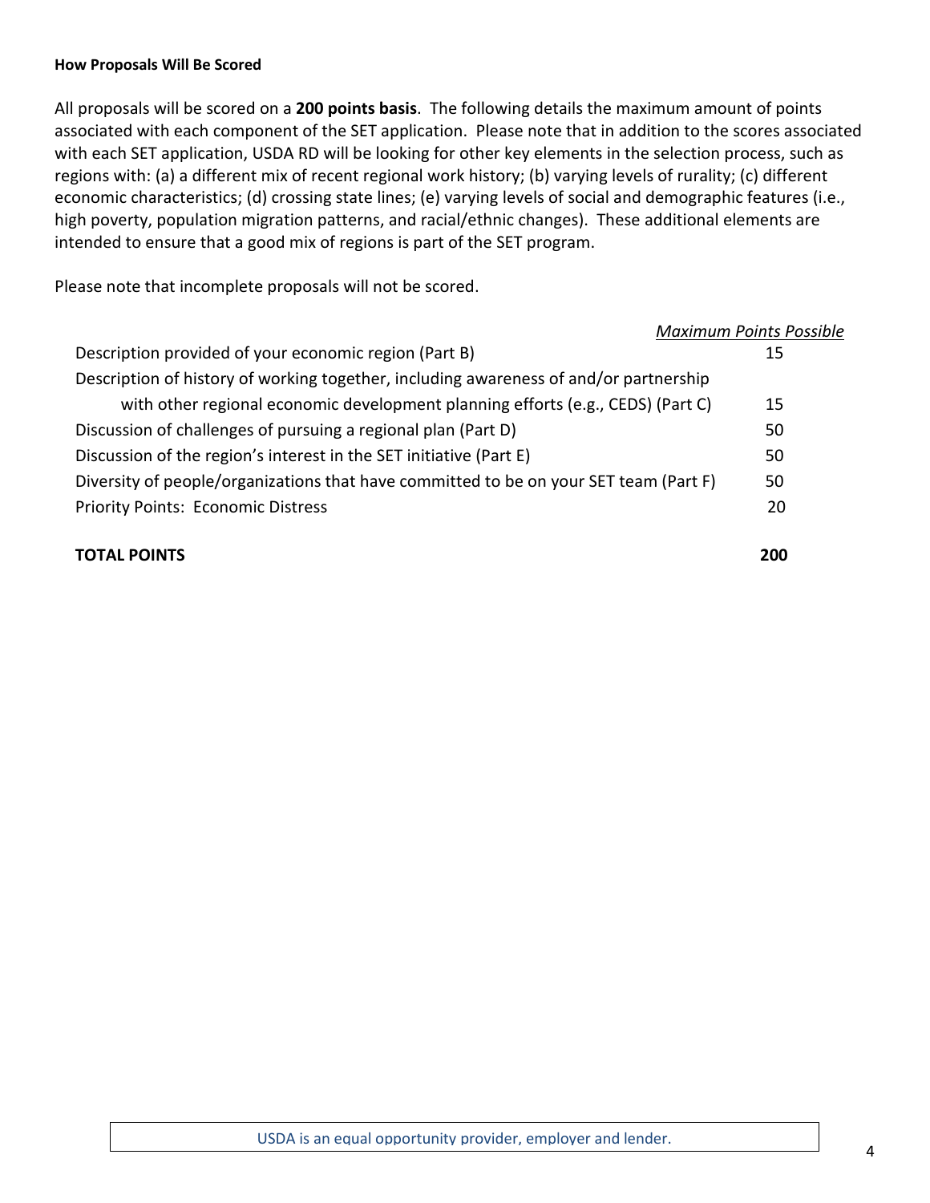### How Proposals Will Be Scored

All proposals will be scored on a **200 points basis**. The following details the maximum amount of points associated with each component of the SET application. Please note that in addition to the scores associated with each SET application, USDA RD will be looking for other key elements in the selection process, such as regions with: (a) a different mix of recent regional work history; (b) varying levels of rurality; (c) different economic characteristics; (d) crossing state lines; (e) varying levels of social and demographic features (i.e., high poverty, population migration patterns, and racial/ethnic changes). These additional elements are intended to ensure that a good mix of regions is part of the SET program.

Please note that incomplete proposals will not be scored.

| | *Maximum Points Possible* |
|---|---|
| Description provided of your economic region (Part B) | 15 |
| Description of history of working together, including awareness of and/or partnership with other regional economic development planning efforts (e.g., CEDS) (Part C) | 15 |
| Discussion of challenges of pursuing a regional plan (Part D) | 50 |
| Discussion of the region's interest in the SET initiative (Part E) | 50 |
| Diversity of people/organizations that have committed to be on your SET team (Part F) | 50 |
| Priority Points: Economic Distress | 20 |
| **TOTAL POINTS** | **200** |

USDA is an equal opportunity provider, employer and lender.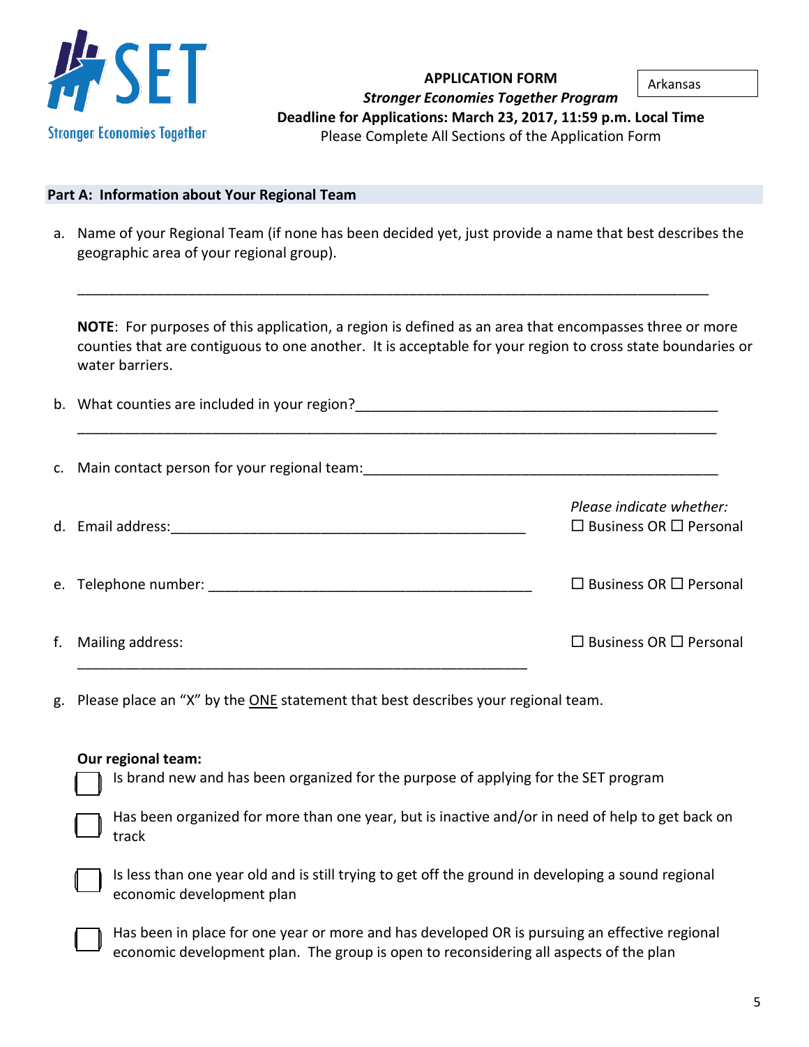Stronger Economies Together

**APPLICATION FORM**
***Stronger Economies Together Program***
**Deadline for Applications: March 23, 2017, 11:59 p.m. Local Time**
Please Complete All Sections of the Application Form

Arkansas

## Part A: Information about Your Regional Team

a. Name of your Regional Team (if none has been decided yet, just provide a name that best describes the geographic area of your regional group).

______________________________________________________________________________

**NOTE**: For purposes of this application, a region is defined as an area that encompasses three or more counties that are contiguous to one another. It is acceptable for your region to cross state boundaries or water barriers.

b. What counties are included in your region?_____________________________________________

______________________________________________________________________________

c. Main contact person for your regional team:_____________________________________________

d. Email address:_____________________________________________ *Please indicate whether:* ☐ Business OR ☐ Personal

e. Telephone number: _________________________________________ ☐ Business OR ☐ Personal

f. Mailing address: _____________________________________________ ☐ Business OR ☐ Personal

g. Please place an "X" by the ONE statement that best describes your regional team.

**Our regional team:**

☐ Is brand new and has been organized for the purpose of applying for the SET program

☐ Has been organized for more than one year, but is inactive and/or in need of help to get back on track

☐ Is less than one year old and is still trying to get off the ground in developing a sound regional economic development plan

☐ Has been in place for one year or more and has developed OR is pursuing an effective regional economic development plan. The group is open to reconsidering all aspects of the plan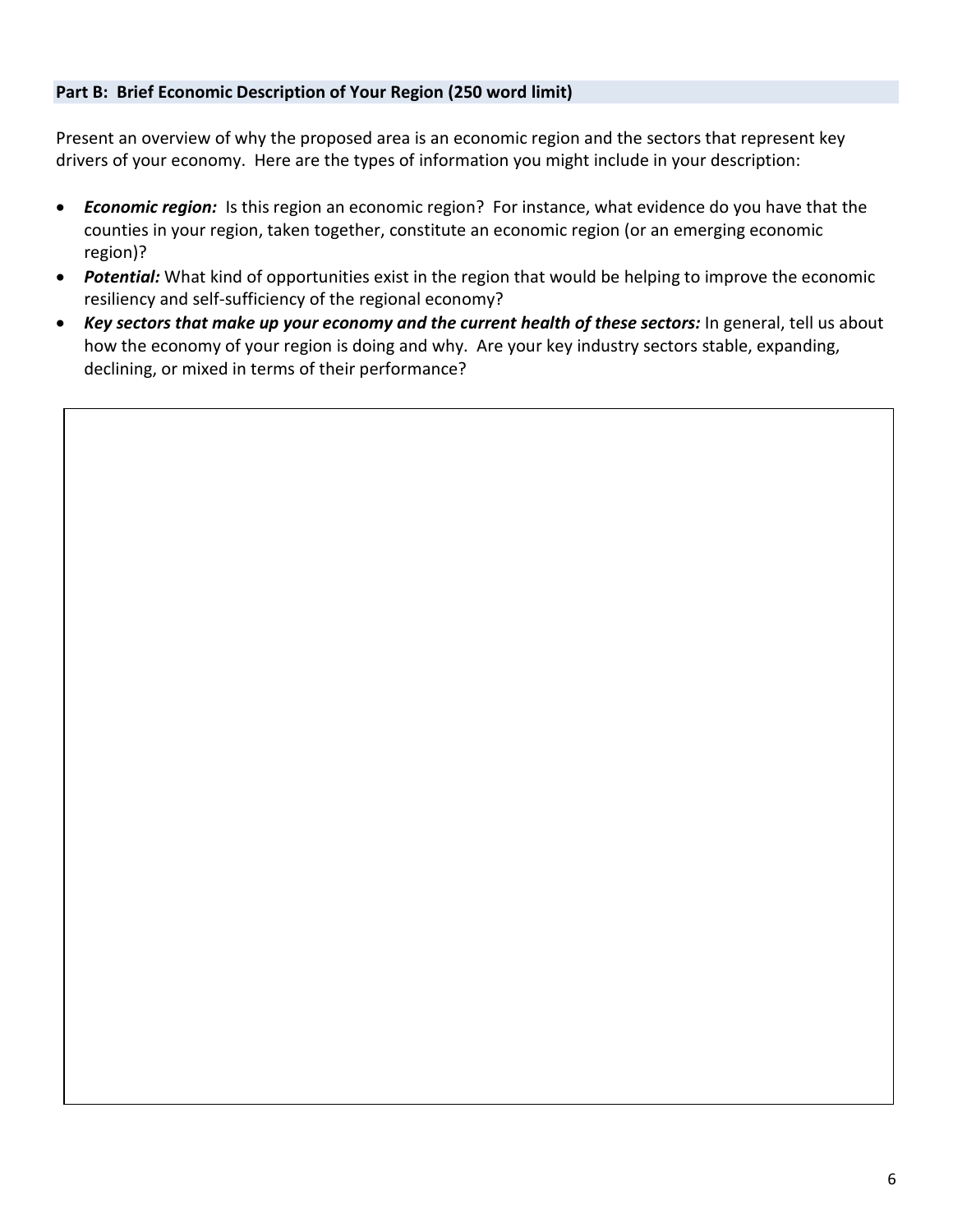## Part B: Brief Economic Description of Your Region (250 word limit)

Present an overview of why the proposed area is an economic region and the sectors that represent key drivers of your economy. Here are the types of information you might include in your description:

- ***Economic region:*** Is this region an economic region? For instance, what evidence do you have that the counties in your region, taken together, constitute an economic region (or an emerging economic region)?
- ***Potential:*** What kind of opportunities exist in the region that would be helping to improve the economic resiliency and self-sufficiency of the regional economy?
- ***Key sectors that make up your economy and the current health of these sectors:*** In general, tell us about how the economy of your region is doing and why. Are your key industry sectors stable, expanding, declining, or mixed in terms of their performance?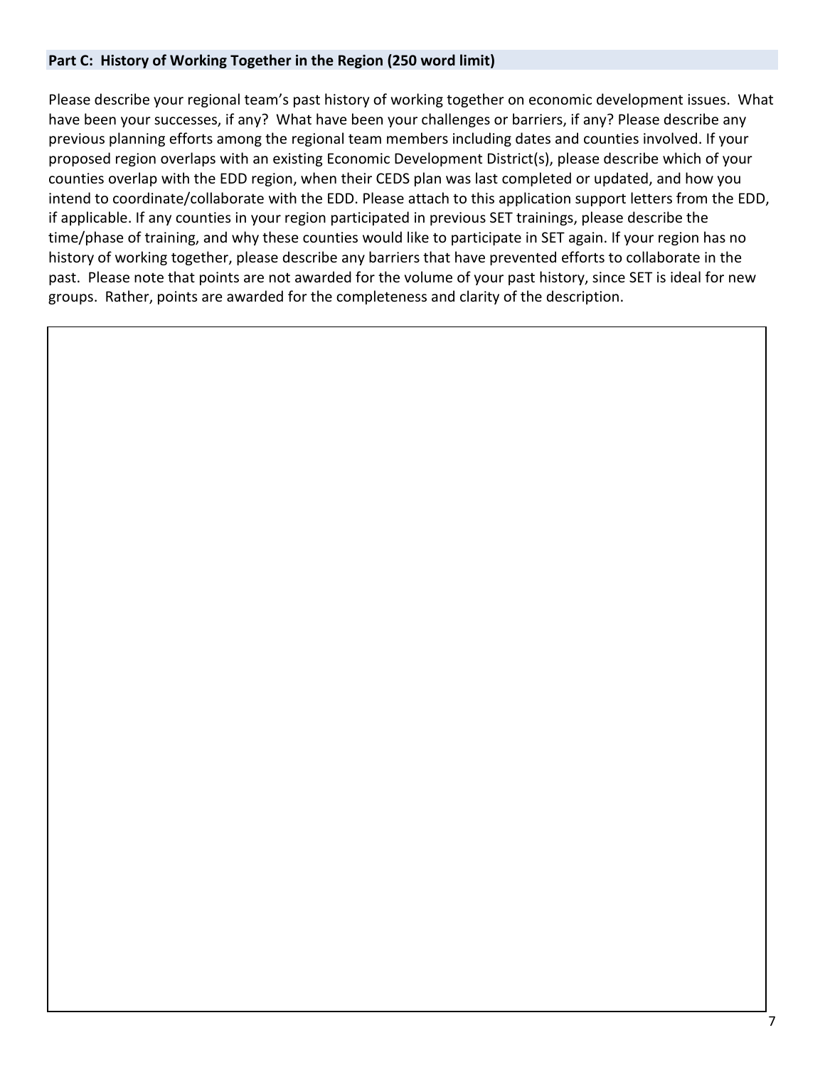## Part C: History of Working Together in the Region (250 word limit)

Please describe your regional team's past history of working together on economic development issues. What have been your successes, if any? What have been your challenges or barriers, if any? Please describe any previous planning efforts among the regional team members including dates and counties involved. If your proposed region overlaps with an existing Economic Development District(s), please describe which of your counties overlap with the EDD region, when their CEDS plan was last completed or updated, and how you intend to coordinate/collaborate with the EDD. Please attach to this application support letters from the EDD, if applicable. If any counties in your region participated in previous SET trainings, please describe the time/phase of training, and why these counties would like to participate in SET again. If your region has no history of working together, please describe any barriers that have prevented efforts to collaborate in the past. Please note that points are not awarded for the volume of your past history, since SET is ideal for new groups. Rather, points are awarded for the completeness and clarity of the description.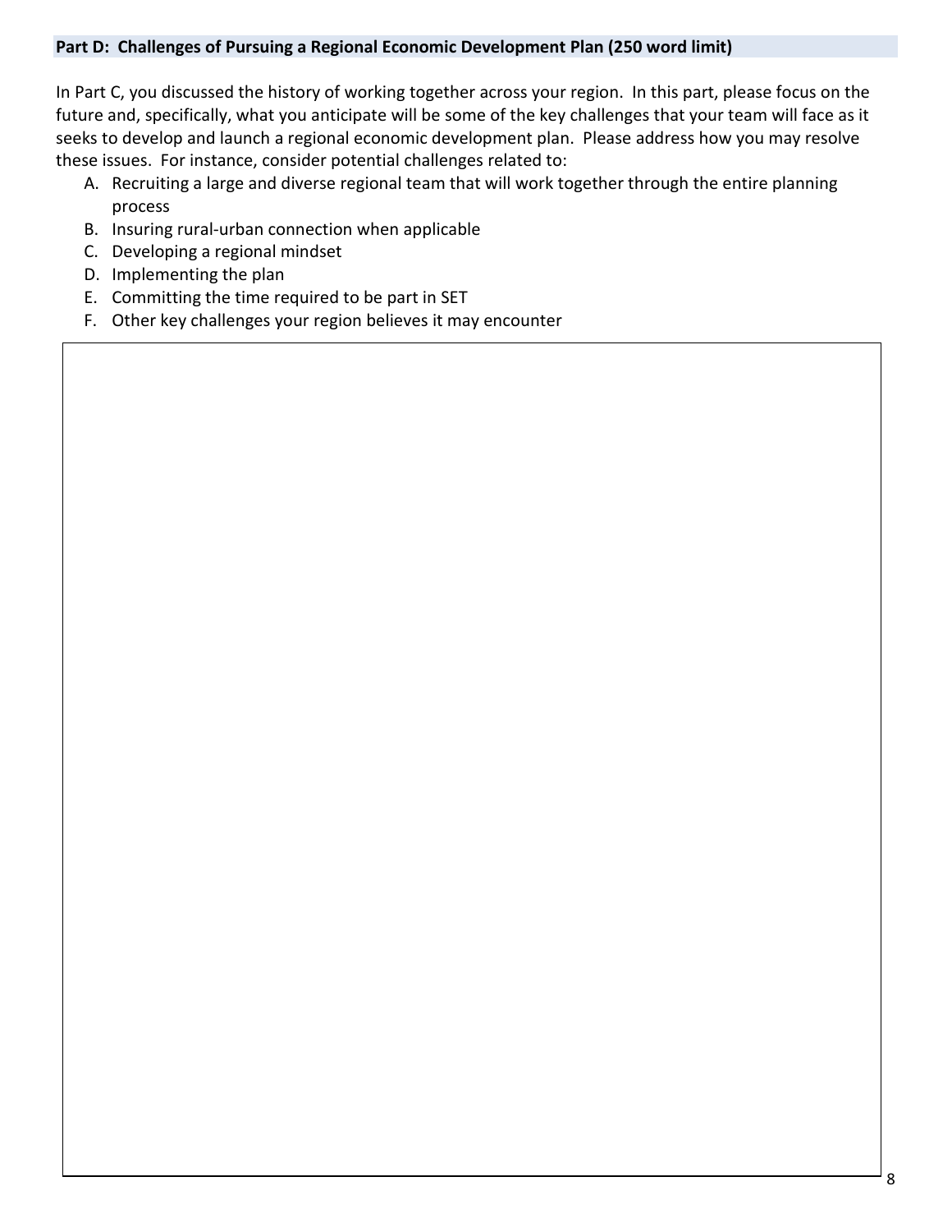## Part D: Challenges of Pursuing a Regional Economic Development Plan (250 word limit)

In Part C, you discussed the history of working together across your region. In this part, please focus on the future and, specifically, what you anticipate will be some of the key challenges that your team will face as it seeks to develop and launch a regional economic development plan. Please address how you may resolve these issues. For instance, consider potential challenges related to:

A. Recruiting a large and diverse regional team that will work together through the entire planning process
B. Insuring rural-urban connection when applicable
C. Developing a regional mindset
D. Implementing the plan
E. Committing the time required to be part in SET
F. Other key challenges your region believes it may encounter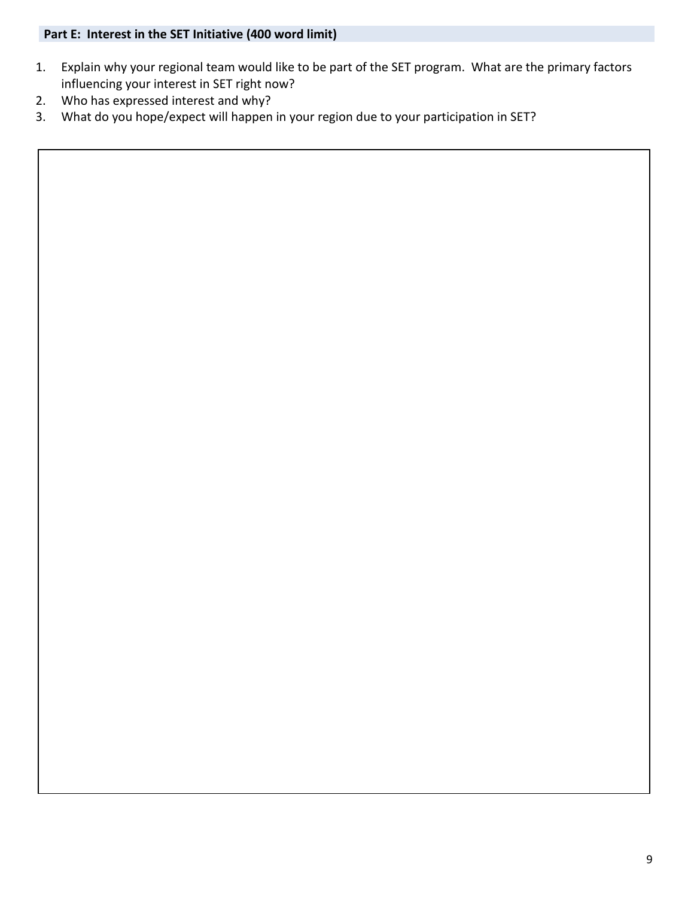## Part E: Interest in the SET Initiative (400 word limit)

1. Explain why your regional team would like to be part of the SET program. What are the primary factors influencing your interest in SET right now?
2. Who has expressed interest and why?
3. What do you hope/expect will happen in your region due to your participation in SET?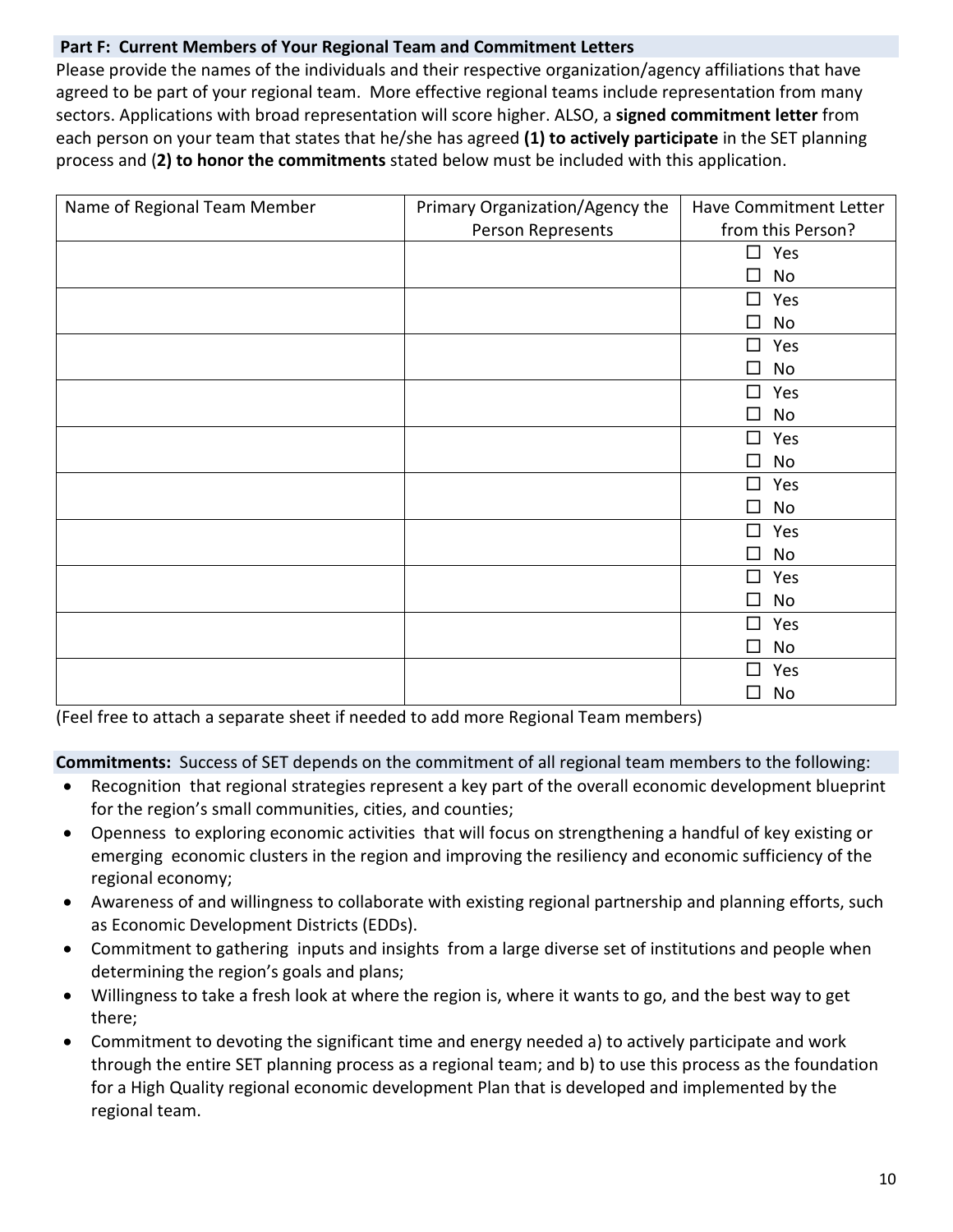## Part F: Current Members of Your Regional Team and Commitment Letters

Please provide the names of the individuals and their respective organization/agency affiliations that have agreed to be part of your regional team. More effective regional teams include representation from many sectors. Applications with broad representation will score higher. ALSO, a **signed commitment letter** from each person on your team that states that he/she has agreed **(1) to actively participate** in the SET planning process and (**2) to honor the commitments** stated below must be included with this application.

| Name of Regional Team Member | Primary Organization/Agency the Person Represents | Have Commitment Letter from this Person? |
|---|---|---|
| | | ☐ Yes ☐ No |
| | | ☐ Yes ☐ No |
| | | ☐ Yes ☐ No |
| | | ☐ Yes ☐ No |
| | | ☐ Yes ☐ No |
| | | ☐ Yes ☐ No |
| | | ☐ Yes ☐ No |
| | | ☐ Yes ☐ No |
| | | ☐ Yes ☐ No |
| | | ☐ Yes ☐ No |

(Feel free to attach a separate sheet if needed to add more Regional Team members)

**Commitments:** Success of SET depends on the commitment of all regional team members to the following:

- Recognition that regional strategies represent a key part of the overall economic development blueprint for the region's small communities, cities, and counties;
- Openness to exploring economic activities that will focus on strengthening a handful of key existing or emerging economic clusters in the region and improving the resiliency and economic sufficiency of the regional economy;
- Awareness of and willingness to collaborate with existing regional partnership and planning efforts, such as Economic Development Districts (EDDs).
- Commitment to gathering inputs and insights from a large diverse set of institutions and people when determining the region's goals and plans;
- Willingness to take a fresh look at where the region is, where it wants to go, and the best way to get there;
- Commitment to devoting the significant time and energy needed a) to actively participate and work through the entire SET planning process as a regional team; and b) to use this process as the foundation for a High Quality regional economic development Plan that is developed and implemented by the regional team.